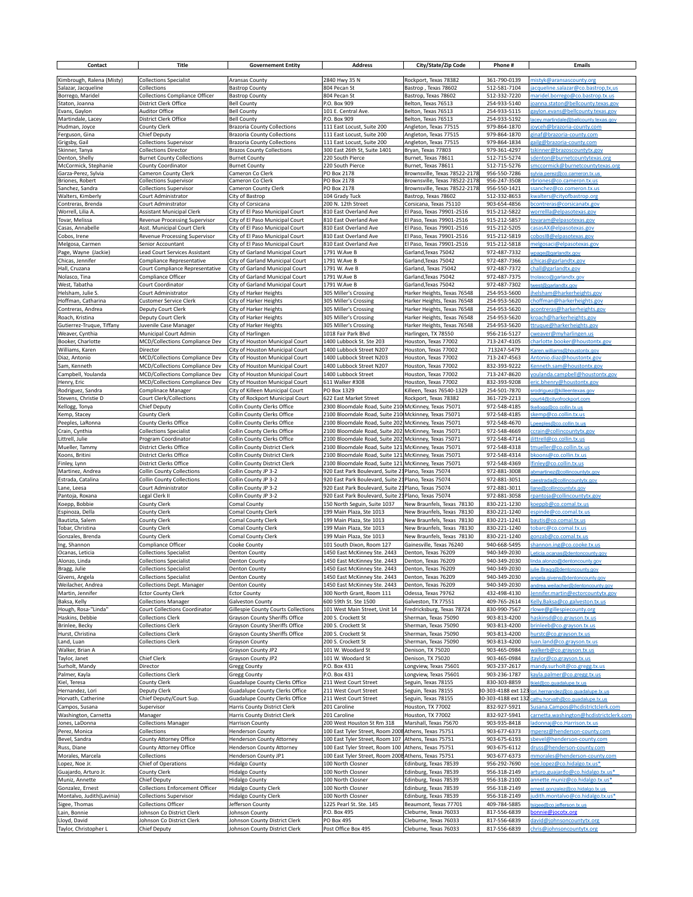| Contact | Title | Governement Entity | Address | City/State/Zip Code | Phone # | Emails |
|---|---|---|---|---|---|---|
| Kimbrough, Ralena (Misty) | Collections Specialist | Aransas County | 2840 Hwy 35 N | Rockport, Texas 78382 | 361-790-0139 | mistyk@aransascounty.org |
| Salazar, Jacqueline | Collections | Bastrop County | 804 Pecan St | Bastrop , Texas 78602 | 512-581-7104 | jacqueline.salazar@co.bastrop,tx,us |
| Borrego, Maridel | Collections Compliance Officer | Bastrop County | 804 Pecan St | Bastrop, Texas 78602 | 512-332-7220 | maridel.borrego@co.bastrop.tx.us |
| Staton, Joanna | District Clerk Office | Bell County | P.O. Box 909 | Belton, Texas 76513 | 254-933-5140 | joanna.staton@bellcounty.texas.gov |
| Evans, Gaylon | Auditor Office | Bell County | 101 E. Central Ave. | Belton, Texas 76513 | 254-933-5115 | gaylon.evans@bellcounty.texas.gov |
| Martindale, Lacey | District Clerk Office | Bell County | P.O. Box 909 | Belton, Texas 76513 | 254-933-5192 | lacey.martindale@bellcounty.texas.gov |
| Hudman, Joyce | County Clerk | Brazoria County Collections | 111 East Locust, Suite 200 | Angleton, Texas 77515 | 979-864-1870 | joyceh@brazoria-county.com |
| Ferguson, Gina | Chief Deputy | Brazoria County Collections | 111 East Locust, Suite 200 | Angleton, Texas 77515 | 979-864-1870 | ginaf@brazoria-county.com |
| Grigsby, Gail | Collections Supervisor | Brazoria County Collections | 111 East Locust, Suite 200 | Angleton, Texas 77515 | 979-864-1834 | gailg@brazoria-county.com |
| Skinner, Tanya | Collections Director | Brazos County Collections | 300 East 26th St, Suite 1401 | Bryan, Texas 77803 | 979-361-4297 | tskinner@brazoscountytx.gov |
| Denton, Shelly | Burnet County Collections | Burnet County | 220 South Pierce | Burnet, Texas 78611 | 512-715-5274 | sdenton@burnetcountytexas.org |
| McCormick, Stephanie | County Coordinator | Burnet County | 220 South Pierce | Burnet, Texas 78611 | 512-715-5276 | smccormick@burnetcountytexas.org |
| Garza-Perez, Sylvia | Cameron County Clerk | Cameron Co Clerk | PO Box 2178 | Brownsville, Texas 78522-2178 | 956-550-7286 | sylvia.perez@co.cameron.tx.us |
| Briones, Robert | Collections Supervisor | Cameron Co Clerk | PO Box 2178 | Brownsville, Texas 78522-2178 | 956-247-3508 | rbriones@co.cameron.tx.us |
| Sanchez, Sandra | Collections Supervisor | Cameron County Clerk | PO Box 2178 | Brownsville, Texas 78522-2178 | 956-550-1421 | ssanchez@co.cameron.tx.us |
| Walters, Kimberly | Court Administrator | City of Bastrop | 104 Grady Tuck | Bastrop, Texas 78602 | 512-332-8653 | kwalters@cityofbastrop.org |
| Contreras, Brenda | Court Adminstrator | City of Corsicana | 200 N. 12th Street | Corsicana, Texas 75110 | 903-654-4856 | bcontreras@corsicanatx.gov |
| Worrell, Lilia A. | Assistant Municipal Clerk | City of El Paso Municipal Court | 810 East Overland Ave | El Paso, Texas 79901-2516 | 915-212-5822 | worrellla@elpasotexas.gov |
| Tovar, Melissa | Revenue Processing Supervisor | City of El Paso Municipal Court | 810 East Overland Ave | El Paso, Texas 79901-2516 | 915-212-5857 | tovaram@elpasotexas.gov |
| Casas, Annabelle | Asst. Municipal Court Clerk | City of El Paso Municipal Court | 810 East Overland Ave | El Paso, Texas 79901-2516 | 915-212-5205 | casasAX@elpasotexas.gov |
| Cobos, Irene | Revenue Processing Supervisor | City of El Paso Municipal Court | 810 East Overland Ave | El Paso, Texas 79901-2516 | 915-212-5819 | cobosIB@elpasotexas.gov |
| Melgosa, Carmen | Senior Accountant | City of El Paso Municipal Court | 810 East Overland Ave | El Paso, Texas 79901-2516 | 915-212-5818 | melgosaci@elpasotexas.gov |
| Page, Wayne (Jackie) | Lead Court Services Assistant | City of Garland Municipal Court | 1791 W.Ave B | Garland,Texas 75042 | 972-487-7332 | wpage@garlandtx.gov |
| Chicas, Jennifer | Compliance Representative | City of Garland Municipal Court | 1791 W.Ave B | Garland,Texas 75042 | 972-487-7366 | jchicas@garlandtx.gov |
| Hall, Cruzana | Court Compliance Representative | City of Garland Municipal Court | 1791 W. Ave B | Garland, Texas 75042 | 972-487-7372 | chall@garlandtx.gov |
| Nolasco, Tina | Compliance Officer | City of Garland Municipal Court | 1791 W.Ave B | Garland,Texas 75042 | 972-487-7375 | tnolasco@garlandtx.gov |
| West, Tabatha | Court Coordinator | City of Garland Municipal Court | 1791 W.Ave B | Garland,Texas 75042 | 972-487-7302 | twest@garlandtx.gov |
| Helsham, Julie S. | Court Administrator | City of Harker Heights | 305 Miller's Crossing | Harker Heights, Texas 76548 | 254-953-5600 | jhelsham@harkerheights.gov |
| Hoffman, Catharina | Customer Service Clerk | City of Harker Heights | 305 Miller's Crossing | Harker Heights, Texas 76548 | 254-953-5620 | choffman@harkerheights.gov |
| Contreras, Andrea | Deputy Court Clerk | City of Harker Heights | 305 Miller's Crossing | Harker Heights, Texas 76548 | 254-953-5620 | acontreras@harkerheights.gov |
| Roach, Kristina | Deputy Court Clerk | City of Harker Heights | 305 Miller's Crossing | Harker Heights, Texas 76548 | 254-953-5620 | kroach@harkerheights.gov |
| Gutierrez-Truque, Tiffany | Juvenile Case Manager | City of Harker Heights | 305 Miller's Crossing | Harker Heights, Texas 76548 | 254-953-5620 | ttruque@harkerheights.gov |
| Weaver, Cynthia | Municipal Court Admin | City of Harlingen | 1018 Fair Park Blvd | Harlingen, TX 78550 | 956-216-5127 | cweaver@myharlingen.us |
| Booker, Charlotte | MCD/Collections Compliance Dev | City of Houston Municipal Court | 1400 Lubbock St. Ste 203 | Houston, Texas 77002 | 713-247-4105 | charlotte.booker@houstontx.gov |
| Williams, Karen | Director | City of Houston Municipal Court | 1400 Lubbock Street N207 | Houston, Texas 77002 | 713247-5479 | Karen.williams@houstontx.gov |
| Diaz, Antonio | MCD/Collections Compliance Dev | City of Houston Municipal Court | 1400 Lubbock Street N203 | Houston, Texas 77002 | 713-247-4563 | Antonio.diaz@houstontx.gov |
| Sam, Kenneth | MCD/Collections Compliance Dev | City of Houston Municipal Court | 1400 Lubbock Street N207 | Houston, Texas 77002 | 832-393-9222 | Kenneth.sam@houstontx.gov |
| Campbell, Youlanda | MCD/Collections Compliance Dev | City of Houston Municipal Court | 1400 Lubbock Street | Houston, Texas 77002 | 713-247-8620 | youlanda.campbell@houstontx.gov |
| Henry, Eric | MCD/Collections Compliance Dev | City of Houston Municipal Court | 611 Walker #308 | Houston, Texas 77002 | 832-393-9208 | eric.bhenry@houstontx.gov |
| Rodriguez, Sandra | Complinace Manager | City of Killeen Municipal Court | PO Box 1329 | Killeen, Texas 76540-1329 | 254-501-7870 | srodriguez@killeentexas.gov |
| Stevens, Christie D | Court Clerk/Collections | City of Rockport Municipal Court | 622 East Market Street | Rockport, Texas 78382 | 361-729-2213 | court4@cityofrockport.com |
| Kellogg, Tonya | Chief Deputy | Collin County Clerks Office | 2300 Bloomdale Road, Suite 210 | McKinney, Texas 75071 | 972-548-4185 | tkellogg@co.collin.tx.us |
| Kemp, Stacey | County Clerk | Collin County Clerks Office | 2100 Bloomdale Road, Suite 210 | McKinney, Texas 75071 | 972-548-4185 | skemp@co.collin.tx.us |
| Peeples, LaRonna | County Clerks Office | Collin County Clerks Office | 2100 Bloomdale Road, Suite 202 | McKinney, Texas 75071 | 972-548-4670 | Lpeeples@co.collin.tx.us |
| Crain, Cynthia | Collections Specialist | Collin County Clerks Office | 2100 Bloomdale Road, Suite 202 | McKinney, Texas 75071 | 972-548-4669 | ccrain@collincountytx.gov |
| Littrell, Julie | Program Coordinator | Collin County Clerks Office | 2100 Bloomdale Road, Suite 202 | McKinney, Texas 75071 | 972-548-4714 | jlittrell@co.collin.tx.us |
| Mueller, Tammy | District Clerks Office | Collin County District Clerk | 2100 Bloomdale Road, Suite 121 | McKinney, Texas 75071 | 972-548-4318 | tmueller@co.collin.tx.us |
| Koons, Britini | District Clerks Office | Collin County District Clerk | 2100 Bloomdale Road, Suite 121 | McKinney, Texas 75071 | 972-548-4314 | bkoons@co.collin.tx.us |
| Finley, Lynn | District Clerks Office | Collin County District Clerk | 2100 Bloomdale Road, Suite 121 | McKinney, Texas 75071 | 972-548-4369 | lfinley@co.collin.tx.us |
| Martinez, Andrea | Collin County Collections | Collin County JP 3-2 | 920 East Park Boulevard, Suite 21 | Plano, Texas 75074 | 972-881-3008 | abmartinez@collincountytx.gov |
| Estrada, Catalina | Collin County Collections | Collin County JP 3-2 | 920 East Park Boulevard, Suite 21 | Plano, Texas 75074 | 972-881-3051 | caestrada@collincountytx.gov |
| Lane, Leesa | Court Administrator | Collin County JP 3-2 | 920 East Park Boulevard, Suite 21 | Plano, Texas 75074 | 972-881-3011 | llane@collincountytx.gov |
| Pantoja, Roxana | Legal Clerk II | Collin County JP 3-2 | 920 East Park Boulevard, Suite 21 | Plano, Texas 75074 | 972-881-3058 | rpantoja@collincountytx.gov |
| Koepp, Bobbie | County Clerk | Comal County | 150 North Seguin, Suite 1037 | New Braunfels, Texas 78130 | 830-221-1230 | koeppb@co.comal.tx.us |
| Espinoza, Della | County Clerk | Comal County Clerk | 199 Main Plaza, Ste 1013 | New Braunfels, Texas 78130 | 830-221-1240 | espinde@co.comal.tx.us |
| Bautizta, Salem | County Clerk | Comal County Clerk | 199 Main Plaza, Ste 1013 | New Braunfels, Texas 78130 | 830-221-1241 | bautis@co.comal.tx.us |
| Tobar, Christina | County Clerk | Comal County Clerk | 199 Main Plaza, Ste 1013 | New Braunfels, Texas 78130 | 830-221-1240 | tobarc@co.comal.tx.us |
| Gonzales, Brenda | County Clerk | Comal County Clerk | 199 Main Plaza, Ste 1013 | New Braunfels, Texas 78130 | 830-221-1240 | gonzab@co.comal.tx.us |
| Ing, Shannon | Compliance Officer | Cooke County | 101 South Dixon, Room 127 | Gainesville, Texas 76240 | 940-668-5495 | shannon.ing@co.cooke.tx.us |
| Ocanas, Leticia | Collections Specialist | Denton County | 1450 East McKinney Ste. 2443 | Denton, Texas 76209 | 940-349-2030 | Leticia.ocanas@dentoncounty.gov |
| Alonzo, Linda | Collections Specialist | Denton County | 1450 East McKinney Ste. 2443 | Denton, Texas 76209 | 940-349-2030 | linda.alonzo@dentoncounty.gov |
| Bragg, Julie | Collections Specialist | Denton County | 1450 East McKinney Ste. 2443 | Denton, Texas 76209 | 940-349-2030 | julie.Bragg@dentoncounty.gov |
| Givens, Angela | Collections Specialist | Denton County | 1450 East McKinney Ste. 2443 | Denton, Texas 76209 | 940-349-2030 | angela.givens@dentoncounty.gov |
| Weilacher, Andrea | Collections Dept. Manager | Denton County | 1450 East McKinney Ste. 2443 | Denton, Texas 76209 | 940-349-2030 | andrea.weilacher@dentoncounty.gov |
| Martin, Jennifer | Ector County Clerk | Ector County | 300 North Grant, Room 111 | Odessa, Texas 79762 | 432-498-4130 | jennifer.martin@ectorcountytx.gov |
| Baksa, Kelly | Collections Manager | Galveston County | 600 59th St. Ste 1500 | Galveston, TX 77551 | 409-765-2614 | Kelly.Baksa@co.galveston.tx.us |
| Hough, Rosa-"Linda" | Court Collections Coordinator | Gillespie County Courts Collections | 101 West Main Street, Unit 14 | Fredricksburg, Texas 78724 | 830-990-7567 | rlowe@gillespiecounty.org |
| Haskins, Debbie | Collections Clerk | Grayson County Sheriffs Office | 200 S. Crockett St | Sherman, Texas 75090 | 903-813-4200 | haskinsd@co.grayson.tx.us |
| Brinlee, Becky | Collections Clerk | Grayson County Sheriffs Office | 200 S. Crockett St | Sherman, Texas 75090 | 903-813-4200 | brinleeb@co.grayson.tx.us |
| Hurst, Christina | Collections Clerk | Grayson County Sheriffs Office | 200 S. Crockett St | Sherman, Texas 75090 | 903-813-4200 | hurstc@co.grayson.tx.us |
| Land, Luan | Collections Clerk | Grayson County | 200 S. Crockett St | Sherman, Texas 75090 | 903-813-4200 | luan.land@co.grayson.tx.us |
| Walker, Brian A | | Grayson County JP2 | 101 W. Woodard St | Denison, TX 75020 | 903-465-0984 | walkerb@co.grayson.tx.us |
| Taylor, Janet | Chief Clerk | Grayson County JP2 | 101 W. Woodard St | Denison, TX 75020 | 903-465-0984 | jtaylor@co.grayson.tx.us |
| Surholt, Mandy | Director | Gregg County | P.O. Box 431 | Longview, Texas 75601 | 903-237-2617 | mandy.surholt@co.gregg.tx.us |
| Palmer, Kayla | Collections Clerk | Gregg County | P.O. Box 431 | Longview, Texas 75601 | 903-236-1787 | kayla.palmer@co.gregg.tx.us |
| Kiel, Teresa | County Clerk | Guadalupe County Clerks Office | 211 West Court Street | Seguin, Texas 78155 | 830-303-8859 | tkiel@co.guadalupe.tx.us |
| Hernandez, Lori | Deputy Clerk | Guadalupe County Clerks Office | 211 West Court Street | Seguin, Texas 78155 | 830-303-4188 ext 123 | lori.hernandez@co.guadalupe.tx.us |
| Horvath, Catherine | Chief Deputy/Court Sup. | Guadalupe County Clerks Office | 211 West Court Street | Seguin, Texas 78155 | 830-303-4188 ext 132 | cathy.horvath@co.guadalupe.tx.us |
| Campos, Susana | Supervisor | Harris County District Clerk | 201 Caroline | Houston, TX 77002 | 832-927-5921 | Susana.Campos@hcdistrictclerk.com |
| Washington, Carnetta | Manager | Harris County District Clerk | 201 Caroline | Houston, TX 77002 | 832-927-5941 | carnetta.washington@hcdistrictclerk.com |
| Jones, LaDonna | Collections Manager | Harrison County | 200 West Houston St Rm 318 | Marshall, Texas 75670 | 903-935-8418 | ladonnaj@co.Harrison.tx.us |
| Perez, Monica | Collections | Henderson County | 100 East Tyler Street, Room 200B | Athens, Texas 75751 | 903-677-6373 | mperez@henderson-county.com |
| Bevel, Sandra | County Attorney Office | Henderson County Attorney | 100 East Tyler Street, Room 107 | Athens, Texas 75751 | 903-675-6193 | sbevel@henderson-county.com |
| Russ, Diane | County Attorney Office | Henderson County Attorney | 100 East Tyler Street, Room 100 | Athens, Texas 75751 | 903-675-6112 | druss@henderson-county.com |
| Morales, Marcela | Collections | Henderson County JP1 | 100 East Tyler Street, Room 200B | Athens, Texas 75751 | 903-677-6373 | mmorales@henderson-county.com |
| Lopez, Noe Jr. | Chief of Operations | Hidalgo County | 100 North Closner | Edinburg, Texas 78539 | 956-292-7690 | noe.lopez@co.hidalgo.tx.us* |
| Guajardo, Arturo Jr. | County Clerk | Hidalgo County | 100 North Closner | Edinburg, Texas 78539 | 956-318-2149 | arturo.guajardo@co.hidalgo.tx.us* |
| Muniz, Annette | Chief Deputy | Hidalgo County | 100 North Closner | Edinburg, Texas 78539 | 956-318-2100 | annette.muniz@co.hidalgo.tx.us* |
| Gonzalez, Ernest | Collections Enforcement Officer | Hidalgo County Clerk | 100 North Closner | Edinburg, Texas 78539 | 956-318-2149 | ernest.gonzalez@co.hidalgo.tx.us |
| Montalvo, Judith(Lavinia) | Collections Supervisor | Hidalgo County Clerk | 100 North Closner | Edinburg, Texas 78539 | 956-318-2149 | judith.montalvo@co.hidalgo.tx.us* |
| Sigee, Thomas | Collections Officer | Jefferson County | 1225 Pearl St. Ste. 145 | Beaumont, Texas 77701 | 409-784-5885 | tsigee@co.jefferson.tx.us |
| Lain, Bonnie | Johnson Co District Clerk | Johnson County | P.O. Box 495 | Cleburne, Texas 76033 | 817-556-6839 | bonnie@jocotx.org |
| Lloyd, David | Johnson Co District Clerk | Johnson County District Clerk | PO Box 495 | Cleburne, Texas 76033 | 817-556-6839 | david@johnsoncountytx.org |
| Taylor, Christopher L | Chief Deputy | Johnson County District Clerk | Post Office Box 495 | Cleburne, Texas 76033 | 817-556-6839 | chris@johnsoncountytx.org |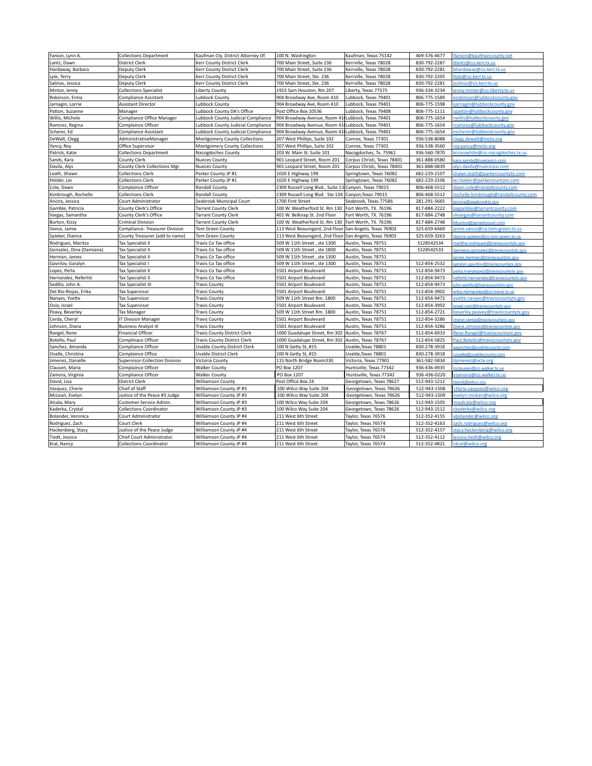| | | | | | | |
|---|---|---|---|---|---|---|
| Fanion, Lynn A. | Collections Department | Kaufman Cty. District Attorney Of. | 100 N. Washington | Kaufman, Texas 75142 | 469-376-4677 | lfanion@kaufmancounty.net |
| Lantz, Dawn | District Clerk | Kerr County District Clerk | 700 Main Street, Suite 236 | Kerrville, Texas 78028 | 830-792-2287 | dlantz@co.kerr.tx.us |
| Hardaway, Barbara | Deputy Clerk | Kerr County District Clerk | 700 Main Street, Suite 236 | Kerrville, Texas 78028 | 830-792-2281 | bhardaway@co.kerr.tx.us |
| Lyle, Terry | Deputy Clerk | Kerr County District Clerk | 700 Main Street, Ste. 236 | Kerrville, Texas 78028 | 830-792-2205 | tlyle@co.kerr.tx.us |
| Salinas, Jessica | Deputy Clerk | Kerr County District Clerk | 700 Main Street, Ste. 236 | Kerrville, Texas 78028 | 830-792-2281 | jsalinas@co.kerr.tx.us |
| Mintor, Jenny | Collections Specialist | Liberty County | 1923 Sam Houston, Rm 207 | Liberty, Texas 77575 | 936-334-3234 | jenny.minter@co.liberty.tx.us |
| Robinson, Erma | Compliance Assistant | Lubbock County | 904 Broadway Ave, Room 410 | Lubbock, Texas 79401 | 806-775-1589 | erobinson@lubbockcounty.gov |
| Jarnagin, Lorrie | Assistant Director | Lubbock County | 904 Broadway Ave, Room 410 | Lubbock, Texas 79401 | 806-775-1598 | ljarnagin@lubbockcounty.gov |
| Patton, Suzanne | Manager | Lubbock County DA's Office | Post Office Box 10536 | Lubbock, Texas 79408 | 806-775-1111 | spatton@lubbockcounty.gov |
| Willis, Michele | Compliance Office Manager | Lubbock County Judicial Compliance | 904 Broadway Avenue, Room 41 | Lubbock, Texas 79401 | 806-775-1654 | rwillis@lubbockcounty.gov |
| Ramirez, Regina | Complaince Officer | Lubbock County Judicial Compliance | 904 Broadway Avenue, Room 41 | Lubbock, Texas 79401 | 806-775-1654 | rramirez@lubbockcounty.gov |
| Scherer, Ed | Compliance Assistant | Lubbock County Judicial Compliance | 904 Broadway Avenue, Room 41 | Lubbock, Texas 79401 | 806-775-1654 | escherer@lubbockcounty.gov |
| DeWalt, Clegg | AdministrativeManager | Montgomery County Collections | 207 West Phillips, Suite 102 | Conroe, Texas 77301 | 936-538-8088 | clegg.dewalt@mctx.org |
| Yancy, Roy | Office Supervisor | Montgomery County Collections | 207 West Phillips, Suite 102 | Conroe, Texas 77301 | 936-538-3560 | roy.yancy@mctx.org |
| Patrick, Katie | Collections Department | Nacogdoches County | 203 W. Main St. Suite 101 | Nacogdoches, Tx. 75961 | 936-560-7870 | kcrosswhite@co.nacogdoches.tx.us |
| Sands, Kara | County Clerk | Nueces County | 901 Leopard Street, Room 201 | Corpus Christi, Texas 78401 | 361-888-0580 | kara.sands@nuecesco.com |
| Davila, Alys | County Clerk Collections Mgr | Nueces County | 901 Leopard Street, Room 201 | Corpus Christi, Texas 78401 | 361-888-0839 | alys.davila@nuecesco.com |
| Leath, Shawn | Collections Clerk | Parker County JP #1 | 1020 E Highway 199 | Springtown, Texas 76082 | 682-229-2107 | shawn.leath@parkercountytx.com |
| Holder, Lei | Collections Clerk | Parker County JP #1 | 1020 E Highway 199 | Springtown, Texas 76082 | 682-229-2106 | lei.holder@parkercountytx.com |
| Cole, Dawn | Complaince Officer | Randall County | 2309 Russell Long Blvd., Suite 13 | Canyon, Texas 79015 | 806-468-5512 | dawn.cole@randallcounty.com |
| Kimbrough, Rochelle | Collections Clerk | Randall County | 2309 Russell Long Blvd. Ste 134 | Canyon,Texas 79015 | 806-468-5512 | rochelle.kimbrough@randallcounty.com |
| Ancira, Jessica | Court Administrator | Seabrook Municipal Court | 1700 First Street | Seabrook, Texas 77586 | 281-291-5665 | jancira@seabrooktx.gov |
| Gamble, Patricia | County Clerk's Office | Tarrant County Clerk | 100 W. Weatherford St. Rm 130 | Fort Worth, TX. 76196 | 817-884-2222 | pagamble@tarrantcounty.com |
| Vargas, Samantha | County Clerk's Office | Tarrant County Clerk | 401 W. Belknap St. 2nd Floor | Fort Worth, TX. 76196 | 817-884-2748 | skvargas@tarrantcounty.com |
| Burton, Kizzy | Criminal Division | Tarrant County Clerk | 100 W. Weatherford St. Rm 130 | Fort Worth, TX. 76196 | 817-884-2748 | klburton@tarrantcount.com |
| Vance, Jamie | Compliance- Treasurer Division | Tom Green County | 113 West Beauregard, 2nd Floor | San Angelo, Texas 76903 | 325-659-6469 | jamie.vance@co.tom-green.tx.us |
| Spieker, Dianna | County Treasurer (add to name) | Tom Green County | 113 West Beauregard, 2nd Floor | San Angelo, Texas 76903 | 325-659-3263 | dianna.spieker@co.tom-green.tx.us |
| Rodriguez, Maritza | Tax Specialist II | Travis Co Tax office | 509 W 11th Street , ste 1300 | Austin, Texas 78751 | 5128542534 | maritha.rodriguez@traviscountytx.gov |
| Gonzalez, Dina (Damiana) | Tax Specialist II | Travis Co Tax office | 509 W 11th Street , ste 1800 | Austin, Texas 78751 | 5128542533 | damiana.gonzalez@traviscountytx.gov |
| Herman, James | Tax Specialist II | Travis Co Tax office | 509 W 11th Street , ste 1300 | Austin, Texas 78751 | | james.herman@traviscountytx.gov |
| Gavrilov, Garalyn | Tax Specialist I | Travis Co Tax office | 509 W 11th Street , ste 1300 | Austin, Texas 78751 | 512-854-2532 | geralyn.gavrilov@traviscountytx.gov |
| Lopez, Perla | Tax Specialist II | Travis Co Tax office | 5501 Airport Boulevard | Austin, Texas 78751 | 512-854-9473 | perla.riveralopez@traviscountytx.gov |
| Hernandez, Nefertiti | Tax Specialist II | Travis Co Tax office | 5501 Airport Boulevard | Austin, Texas 78751 | 512-854-9473 | nefertiti.hernandez@traviscountytx.gov |
| Sedillo, John A. | Tax Specialist III | Travis County | 5501 Airport Boulevard | Austin, Texas 78751 | 512-854-9473 | john.sedillo@traviscountytx.gov |
| Del Rio-Riojas, Erika | Tax Supervisor | Travis County | 5501 Airport Boulevard | Austin, Texas 78751 | 512-854-3902 | erika.hernandez@co.travis.tx.us |
| Nanyes, Yvette | Tax Supervisor | Travis County | 509 W 11th Street Rm. 1800 | Austin, Texas 78751 | 512-854-9472 | yvette.nanyes@traviscountytx.gov |
| Osio, Israel | Tax Supervisor | Travis County | 5501 Airport Boulevard | Austin, Texas 78751 | 512-854-3992 | israel.osio@traviscountytx.gov |
| Peavy, Beverley | Tax Manager | Travis County | 509 W 11th Street Rm. 1800 | Austin, Texas 78751 | 512-854-2721 | beverley.peavey@traviscountytx.gov |
| Cerda, Cheryl | IT Division Manager | Travis County | 5501 Airport Boulevard | Austin, Texas 78751 | 512-854-3286 | cheryl.cerda@traviscountytx.gov |
| Johnson, Diana | Business Analyst III | Travis County | 5501 Airport Boulevard | Austin, Texas 78751 | 512-854-3286 | Diana.Johnson@traviscountytx.gov |
| Rangel, Rene | Financial Officer | Travis County District Clerk | 1000 Guadalupe Street, Rm 302 | Austin, Texas 78767 | 512-854-6933 | Rene.Rangel@traviscountytx.gov |
| Botello, Paul | Complinace Officer | Travis County District Clerk | 1000 Guadalupe Street, Rm 302 | Austin, Texas 78767 | 512-854-5825 | Paul.Botello@traviscountytx.gov |
| Sanchez, Amanda | Compliance Officer | Uvalde County District Clerk | 100 N Getty St, #15 | Uvalde,Texas 78801 | 830-278-3918 | asanchez@uvaldecounty.com |
| Ovalle, Christina | Complaince Office | Uvalde District Clerk | 100 N Getty St, #15 | Uvalde,Texas 78801 | 830-278-3918 | covalle@uvaldecounty.com |
| Jimenez, Danielle | Supervisor-Collection Division | Victoria County | 115 North Bridge Room330 | Victoria, Texas 77901 | 361-582-5834 | djimenez@vctx.org |
| Clausen, Maria | Complaince Officer | Walker County | PO Box 1207 | Huntsville, Texas 77342 | 936-436-4935 | mclausen@co.walker.tx.us |
| Zamora, Virginia | Compliance Officer | Walker County | PO Box 1207 | Huntsville, Texas 77342 | 936-436-0220 | vzamora@co.walker.tx.us |
| David, Lisa | District Clerk | Williamson County | Post Office Box 24 | Georgetown, Texas 78627 | 512-943-1212 | ldavid@wilco.org |
| Vasquez, Cherie | Chief of Staff | Williamson County JP #3 | 100 Wilco Way Suite 204 | Georgetown, Texas 78626 | 512-943-1508 | cherie.vasquez@wilco.org |
| McLean, Evelyn | Justice of the Peace #3 Judge | Williamson County JP #3 | 100 Wilco Way Suite 204 | Georgetown, Texas 78626 | 512-943-1509 | evelyn.mclean@wilco.org |
| Alcala, Mary | Customer Service Admin. | Williamson County JP #3 | 100 Wilco Way Suite 204 | Georgetown, Texas 78626 | 512-943-1505 | maalcala@wilco.org |
| Kaderka, Crystal | Collections Coordinator | Williamson County JP #3 | 100 Wilco Way Suite 204 | Georgetown, Texas 78626 | 512-943-1512 | ckaderka@wilco.org |
| Bolander, Veronica | Court Administrator | Williamson County JP #4 | 211 West 6th Street | Taylor, Texas 76576 | 512-352-4155 | vbolander@wilco.org |
| Rodriguez, Zach | Court Clerk | Williamson County JP #4 | 211 West 6th Street | Taylor, Texas 76574 | 512-352-4163 | zach.rodriguez@wilco.org |
| Hackenberg, Stacy | Justice of the Peace Judge | Williamson County JP #4 | 211 West 6th Street | Taylor, Texas 76576 | 512-352-4157 | stacy.hackenberg@wilco.org |
| Tiedt, Jessica | Chief Court Administrator | Williamson County JP #4 | 211 West 6th Street | Taylor, Texas 76574 | 512-352-4112 | jessica.tiedt@wilco.org |
| Kral, Nancy | Collections Coordinator | Williamson County JP #4 | 211 West 6th Street | Taylor, Texas 76574 | 512-352-4821 | nkral@wilco.org |